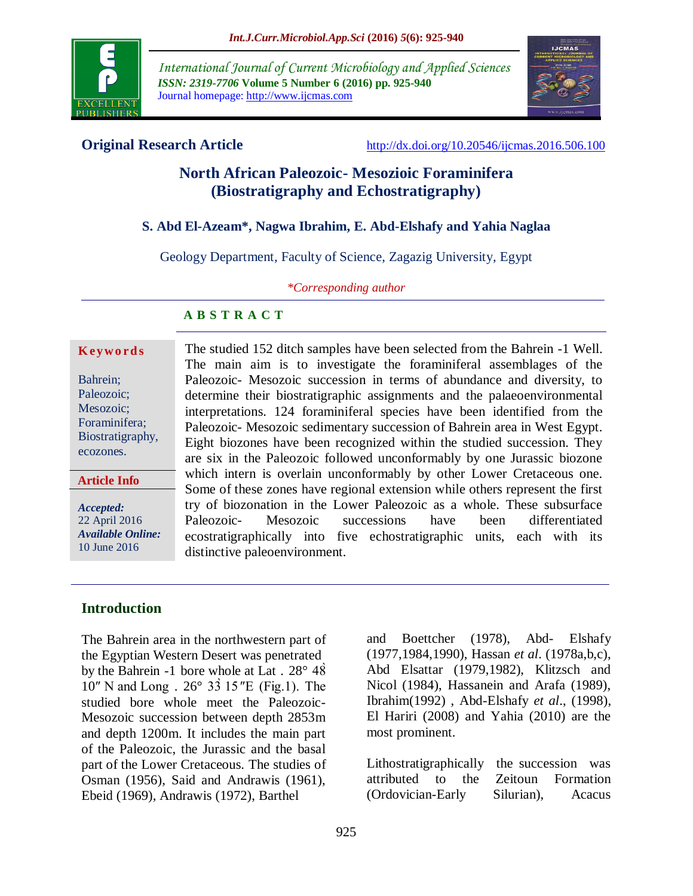## Original Research Article

http://dx.doi.org/10.20546/ijcmas.2016.506.100

# North African Paleozoic- Mesozioic Foraminifera (Biostratigraphy and Echostratigraphy)

**S. Abd El-Azeam*, Nagwa Ibrahim, E. Abd-Elshafy and Yahia Naglaa**

Geology Department, Faculty of Science, Zagazig University, Egypt

**Corresponding author*

### ABSTRACT

**Keywords**

Bahrein; Paleozoic; Mesozoic; Foraminifera; Biostratigraphy, ecozones.

**Article Info**

***Accepted:*** 22 April 2016
***Available Online:*** 10 June 2016

The studied 152 ditch samples have been selected from the Bahrein -1 Well. The main aim is to investigate the foraminiferal assemblages of the Paleozoic- Mesozoic succession in terms of abundance and diversity, to determine their biostratigraphic assignments and the palaeoenvironmental interpretations. 124 foraminiferal species have been identified from the Paleozoic- Mesozoic sedimentary succession of Bahrein area in West Egypt. Eight biozones have been recognized within the studied succession. They are six in the Paleozoic followed unconformably by one Jurassic biozone which intern is overlain unconformably by other Lower Cretaceous one. Some of these zones have regional extension while others represent the first try of biozonation in the Lower Paleozoic as a whole. These subsurface Paleozoic- Mesozoic successions have been differentiated ecostratigraphically into five echostratigraphic units, each with its distinctive paleoenvironment.

## Introduction

The Bahrein area in the northwestern part of the Egyptian Western Desert was penetrated by the Bahrein -1 bore whole at Lat . 28° 48̀ 10″ N and Long . 26° 33̀ 15″E (Fig.1). The studied bore whole meet the Paleozoic-Mesozoic succession between depth 2853m and depth 1200m. It includes the main part of the Paleozoic, the Jurassic and the basal part of the Lower Cretaceous. The studies of Osman (1956), Said and Andrawis (1961), Ebeid (1969), Andrawis (1972), Barthel and Boettcher (1978), Abd- Elshafy (1977,1984,1990), Hassan *et al*. (1978a,b,c), Abd Elsattar (1979,1982), Klitzsch and Nicol (1984), Hassanein and Arafa (1989), Ibrahim(1992) , Abd-Elshafy *et al*., (1998), El Hariri (2008) and Yahia (2010) are the most prominent.

Lithostratigraphically the succession was attributed to the Zeitoun Formation (Ordovician-Early Silurian), Acacus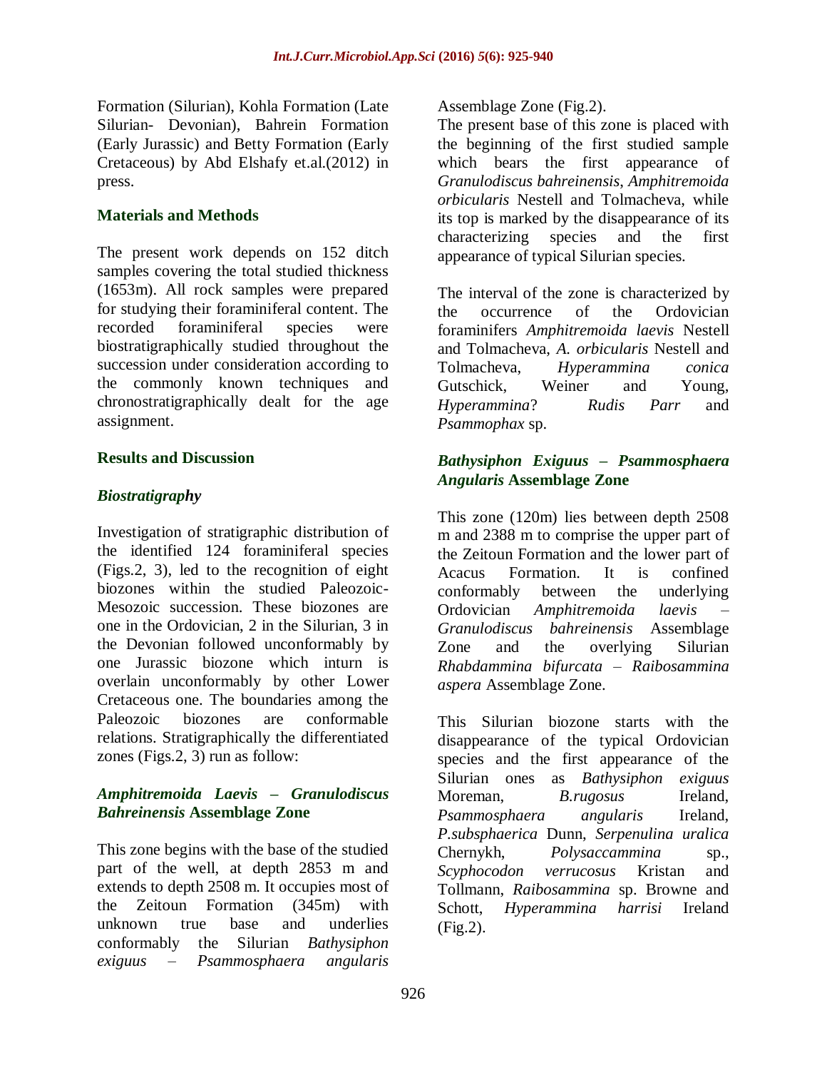Formation (Silurian), Kohla Formation (Late Silurian- Devonian), Bahrein Formation (Early Jurassic) and Betty Formation (Early Cretaceous) by Abd Elshafy et.al.(2012) in press.

## Materials and Methods

The present work depends on 152 ditch samples covering the total studied thickness (1653m). All rock samples were prepared for studying their foraminiferal content. The recorded foraminiferal species were biostratigraphically studied throughout the succession under consideration according to the commonly known techniques and chronostratigraphically dealt for the age assignment.

## Results and Discussion

### *Biostratigraphy*

Investigation of stratigraphic distribution of the identified 124 foraminiferal species (Figs.2, 3), led to the recognition of eight biozones within the studied Paleozoic-Mesozoic succession. These biozones are one in the Ordovician, 2 in the Silurian, 3 in the Devonian followed unconformably by one Jurassic biozone which inturn is overlain unconformably by other Lower Cretaceous one. The boundaries among the Paleozoic biozones are conformable relations. Stratigraphically the differentiated zones (Figs.2, 3) run as follow:

### *Amphitremoida Laevis – Granulodiscus Bahreinensis* Assemblage Zone

This zone begins with the base of the studied part of the well, at depth 2853 m and extends to depth 2508 m. It occupies most of the Zeitoun Formation (345m) with unknown true base and underlies conformably the Silurian *Bathysiphon exiguus – Psammosphaera angularis* Assemblage Zone (Fig.2).

The present base of this zone is placed with the beginning of the first studied sample which bears the first appearance of *Granulodiscus bahreinensis*, *Amphitremoida orbicularis* Nestell and Tolmacheva, while its top is marked by the disappearance of its characterizing species and the first appearance of typical Silurian species.

The interval of the zone is characterized by the occurrence of the Ordovician foraminifers *Amphitremoida laevis* Nestell and Tolmacheva, *A. orbicularis* Nestell and Tolmacheva, *Hyperammina conica* Gutschick, Weiner and Young, *Hyperammina*? *Rudis Parr* and *Psammophax* sp.

### *Bathysiphon Exiguus – Psammosphaera Angularis* Assemblage Zone

This zone (120m) lies between depth 2508 m and 2388 m to comprise the upper part of the Zeitoun Formation and the lower part of Acacus Formation. It is confined conformably between the underlying Ordovician *Amphitremoida laevis – Granulodiscus bahreinensis* Assemblage Zone and the overlying Silurian *Rhabdammina bifurcata – Raibosammina aspera* Assemblage Zone.

This Silurian biozone starts with the disappearance of the typical Ordovician species and the first appearance of the Silurian ones as *Bathysiphon exiguus* Moreman, *B.rugosus* Ireland, *Psammosphaera angularis* Ireland, *P.subsphaerica* Dunn, *Serpenulina uralica* Chernykh, *Polysaccammina* sp., *Scyphocodon verrucosus* Kristan and Tollmann, *Raibosammina* sp. Browne and Schott, *Hyperammina harrisi* Ireland (Fig.2).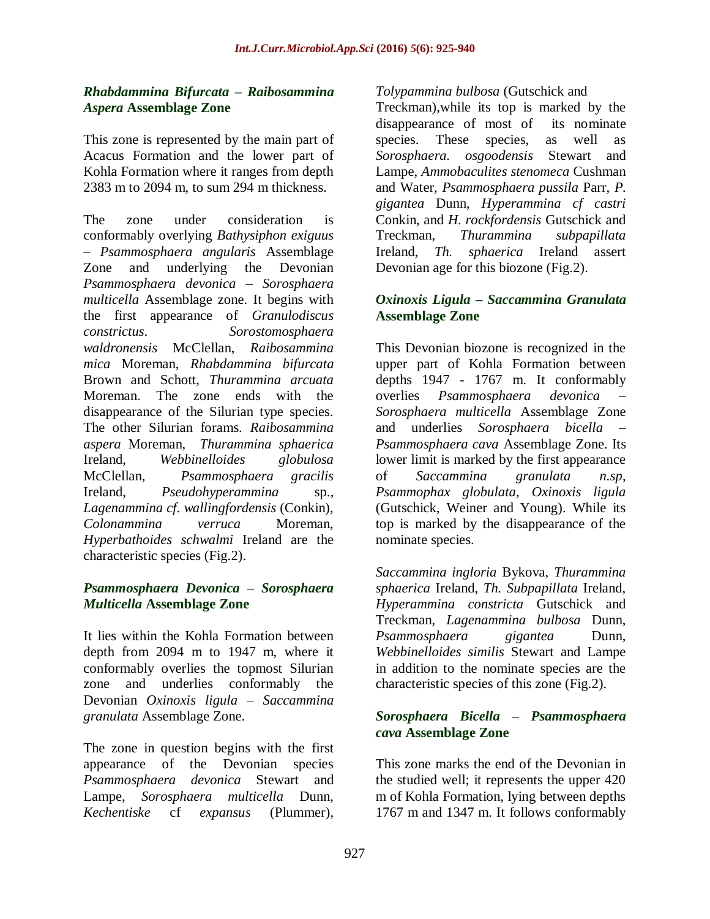### *Rhabdammina Bifurcata – Raibosammina Aspera* Assemblage Zone

This zone is represented by the main part of Acacus Formation and the lower part of Kohla Formation where it ranges from depth 2383 m to 2094 m, to sum 294 m thickness.

The zone under consideration is conformably overlying *Bathysiphon exiguus – Psammosphaera angularis* Assemblage Zone and underlying the Devonian *Psammosphaera devonica – Sorosphaera multicella* Assemblage zone. It begins with the first appearance of *Granulodiscus constrictus*. *Sorostomosphaera waldronensis* McClellan, *Raibosammina mica* Moreman, *Rhabdammina bifurcata* Brown and Schott, *Thurammina arcuata* Moreman. The zone ends with the disappearance of the Silurian type species. The other Silurian forams. *Raibosammina aspera* Moreman, *Thurammina sphaerica* Ireland, *Webbinelloides globulosa* McClellan, *Psammosphaera gracilis* Ireland, *Pseudohyperammina* sp., *Lagenammina cf. wallingfordensis* (Conkin), *Colonammina verruca* Moreman, *Hyperbathoides schwalmi* Ireland are the characteristic species (Fig.2).

### *Psammosphaera Devonica – Sorosphaera Multicella* Assemblage Zone

It lies within the Kohla Formation between depth from 2094 m to 1947 m, where it conformably overlies the topmost Silurian zone and underlies conformably the Devonian *Oxinoxis ligula – Saccammina granulata* Assemblage Zone.

The zone in question begins with the first appearance of the Devonian species *Psammosphaera devonica* Stewart and Lampe, *Sorosphaera multicella* Dunn, *Kechentiske* cf *expansus* (Plummer), *Tolypammina bulbosa* (Gutschick and Treckman),while its top is marked by the disappearance of most of its nominate species. These species, as well as *Sorosphaera. osgoodensis* Stewart and Lampe, *Ammobaculites stenomeca* Cushman and Water, *Psammosphaera pussila* Parr, *P. gigantea* Dunn, *Hyperammina cf castri* Conkin, and *H. rockfordensis* Gutschick and Treckman, *Thurammina subpapillata* Ireland, *Th. sphaerica* Ireland assert Devonian age for this biozone (Fig.2).

### *Oxinoxis Ligula – Saccammina Granulata* Assemblage Zone

This Devonian biozone is recognized in the upper part of Kohla Formation between depths 1947 - 1767 m. It conformably overlies *Psammosphaera devonica – Sorosphaera multicella* Assemblage Zone and underlies *Sorosphaera bicella – Psammosphaera cava* Assemblage Zone. Its lower limit is marked by the first appearance of *Saccammina granulata n.sp*, *Psammophax globulata*, *Oxinoxis ligula* (Gutschick, Weiner and Young). While its top is marked by the disappearance of the nominate species.

*Saccammina ingloria* Bykova, *Thurammina sphaerica* Ireland, *Th. Subpapillata* Ireland, *Hyperammina constricta* Gutschick and Treckman, *Lagenammina bulbosa* Dunn, *Psammosphaera gigantea* Dunn, *Webbinelloides similis* Stewart and Lampe in addition to the nominate species are the characteristic species of this zone (Fig.2).

### *Sorosphaera Bicella – Psammosphaera cava* Assemblage Zone

This zone marks the end of the Devonian in the studied well; it represents the upper 420 m of Kohla Formation, lying between depths 1767 m and 1347 m. It follows conformably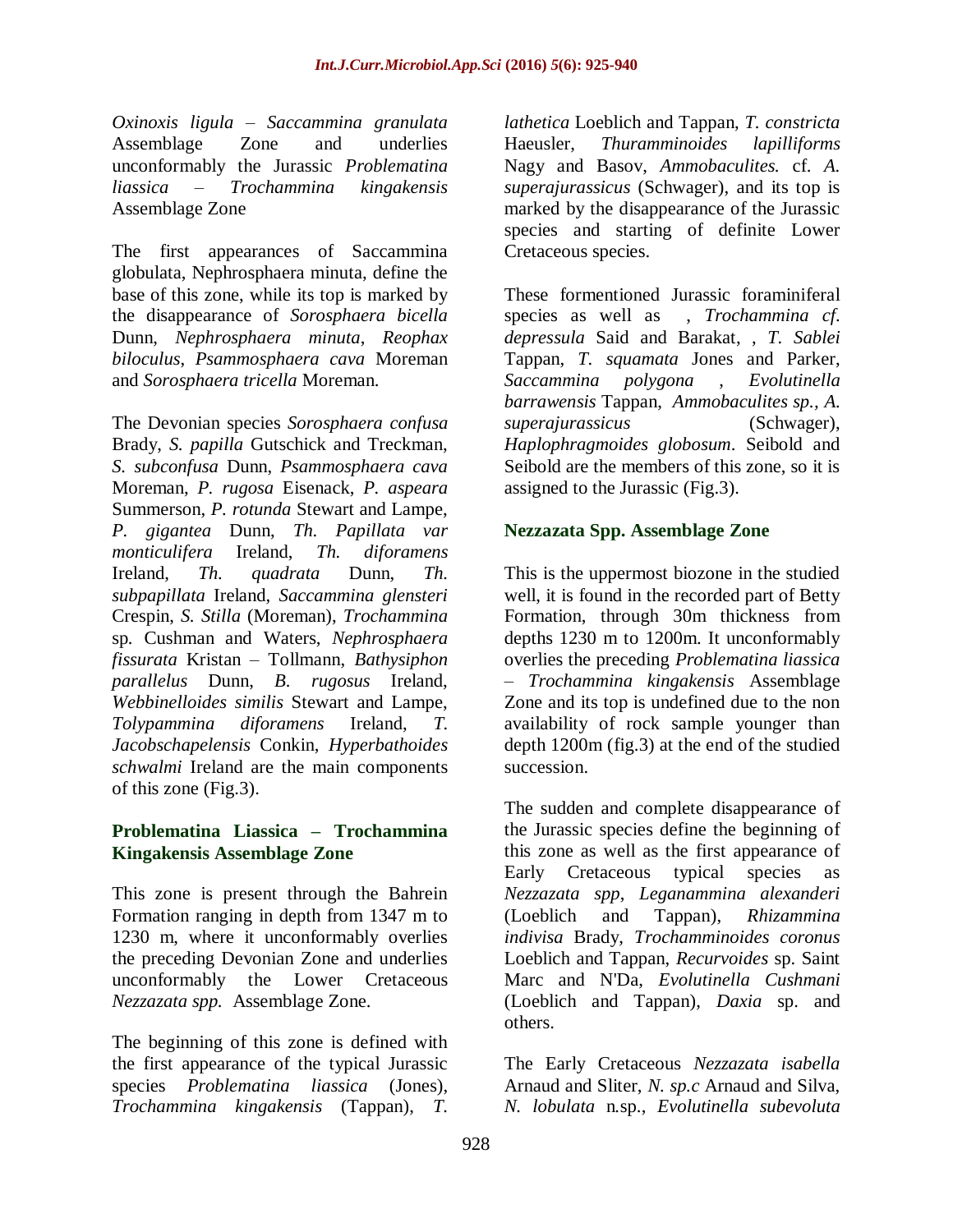*Oxinoxis ligula* – *Saccammina granulata* Assemblage Zone and underlies unconformably the Jurassic *Problematina liassica* – *Trochammina kingakensis* Assemblage Zone

The first appearances of Saccammina globulata, Nephrosphaera minuta, define the base of this zone, while its top is marked by the disappearance of *Sorosphaera bicella* Dunn, *Nephrosphaera minuta*, *Reophax biloculus*, *Psammosphaera cava* Moreman and *Sorosphaera tricella* Moreman.

The Devonian species *Sorosphaera confusa* Brady, *S. papilla* Gutschick and Treckman, *S. subconfusa* Dunn, *Psammosphaera cava* Moreman, *P. rugosa* Eisenack, *P. aspeara* Summerson, *P. rotunda* Stewart and Lampe, *P. gigantea* Dunn, *Th. Papillata var monticulifera* Ireland, *Th. diforamens* Ireland, *Th. quadrata* Dunn, *Th. subpapillata* Ireland, *Saccammina glensteri* Crespin, *S. Stilla* (Moreman), *Trochammina* sp. Cushman and Waters, *Nephrosphaera fissurata* Kristan – Tollmann, *Bathysiphon parallelus* Dunn, *B. rugosus* Ireland, *Webbinelloides similis* Stewart and Lampe, *Tolypammina diforamens* Ireland, *T. Jacobschapelensis* Conkin, *Hyperbathoides schwalmi* Ireland are the main components of this zone (Fig.3).

## Problematina Liassica – Trochammina Kingakensis Assemblage Zone

This zone is present through the Bahrein Formation ranging in depth from 1347 m to 1230 m, where it unconformably overlies the preceding Devonian Zone and underlies unconformably the Lower Cretaceous *Nezzazata spp.* Assemblage Zone.

The beginning of this zone is defined with the first appearance of the typical Jurassic species *Problematina liassica* (Jones), *Trochammina kingakensis* (Tappan), *T. lathetica* Loeblich and Tappan, *T. constricta* Haeusler, *Thuramminoides lapilliforms* Nagy and Basov, *Ammobaculites.* cf. *A. superajurassicus* (Schwager), and its top is marked by the disappearance of the Jurassic species and starting of definite Lower Cretaceous species.

These formentioned Jurassic foraminiferal species as well as , *Trochammina cf. depressula* Said and Barakat, , *T. Sablei* Tappan, *T. squamata* Jones and Parker, *Saccammina polygona* , *Evolutinella barrawensis* Tappan, *Ammobaculites sp.*, *A. superajurassicus* (Schwager), *Haplophragmoides globosum*. Seibold and Seibold are the members of this zone, so it is assigned to the Jurassic (Fig.3).

## Nezzazata Spp. Assemblage Zone

This is the uppermost biozone in the studied well, it is found in the recorded part of Betty Formation, through 30m thickness from depths 1230 m to 1200m. It unconformably overlies the preceding *Problematina liassica* – *Trochammina kingakensis* Assemblage Zone and its top is undefined due to the non availability of rock sample younger than depth 1200m (fig.3) at the end of the studied succession.

The sudden and complete disappearance of the Jurassic species define the beginning of this zone as well as the first appearance of Early Cretaceous typical species as *Nezzazata spp*, *Leganammina alexanderi* (Loeblich and Tappan), *Rhizammina indivisa* Brady, *Trochamminoides coronus* Loeblich and Tappan, *Recurvoides* sp. Saint Marc and N'Da, *Evolutinella Cushmani* (Loeblich and Tappan), *Daxia* sp. and others.

The Early Cretaceous *Nezzazata isabella* Arnaud and Sliter, *N. sp.c* Arnaud and Silva, *N. lobulata* n.sp., *Evolutinella subevoluta*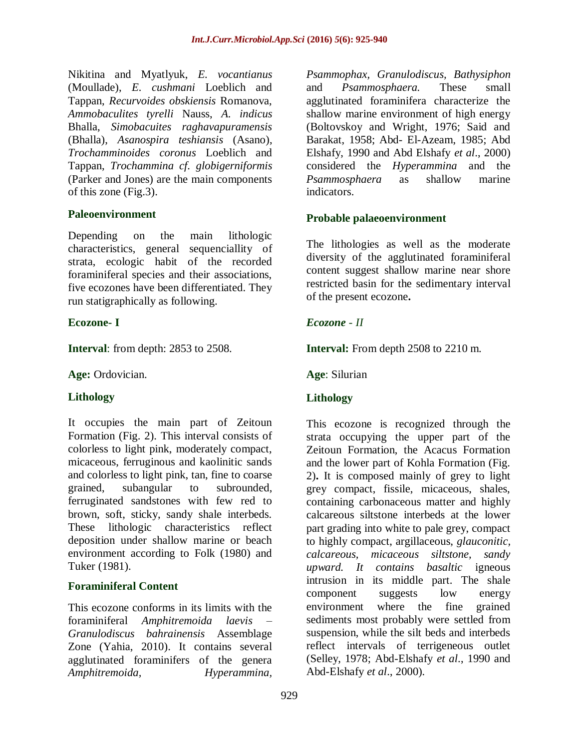Nikitina and Myatlyuk, *E. vocantianus* (Moullade), *E. cushmani* Loeblich and Tappan, *Recurvoides obskiensis* Romanova, *Ammobaculites tyrelli* Nauss, *A. indicus* Bhalla, *Simobacuites raghavapuramensis* (Bhalla), *Asanospira teshiansis* (Asano), *Trochamminoides coronus* Loeblich and Tappan, *Trochammina cf. globigerniformis* (Parker and Jones) are the main components of this zone (Fig.3).

### Paleoenvironment

Depending on the main lithologic characteristics, general sequenciallity of strata, ecologic habit of the recorded foraminiferal species and their associations, five ecozones have been differentiated. They run statigraphically as following.

### Ecozone- I

**Interval**: from depth: 2853 to 2508.

**Age:** Ordovician.

#### Lithology

It occupies the main part of Zeitoun Formation (Fig. 2). This interval consists of colorless to light pink, moderately compact, micaceous, ferruginous and kaolinitic sands and colorless to light pink, tan, fine to coarse grained, subangular to subrounded, ferruginated sandstones with few red to brown, soft, sticky, sandy shale interbeds. These lithologic characteristics reflect deposition under shallow marine or beach environment according to Folk (1980) and Tuker (1981).

#### Foraminiferal Content

This ecozone conforms in its limits with the foraminiferal *Amphitremoida laevis* – *Granulodiscus bahrainensis* Assemblage Zone (Yahia, 2010). It contains several agglutinated foraminifers of the genera *Amphitremoida, Hyperammina, Psammophax, Granulodiscus, Bathysiphon* and *Psammosphaera.* These small agglutinated foraminifera characterize the shallow marine environment of high energy (Boltovskoy and Wright, 1976; Said and Barakat, 1958; Abd- El-Azeam, 1985; Abd Elshafy, 1990 and Abd Elshafy *et al*., 2000) considered the *Hyperammina* and the *Psammosphaera* as shallow marine indicators.

#### Probable palaeoenvironment

The lithologies as well as the moderate diversity of the agglutinated foraminiferal content suggest shallow marine near shore restricted basin for the sedimentary interval of the present ecozone**.**

### *Ecozone - II*

**Interval:** From depth 2508 to 2210 m.

**Age**: Silurian

#### Lithology

This ecozone is recognized through the strata occupying the upper part of the Zeitoun Formation, the Acacus Formation and the lower part of Kohla Formation (Fig. 2)**.** It is composed mainly of grey to light grey compact, fissile, micaceous, shales, containing carbonaceous matter and highly calcareous siltstone interbeds at the lower part grading into white to pale grey, compact to highly compact, argillaceous, *glauconitic, calcareous, micaceous siltstone, sandy upward. It contains basaltic* igneous intrusion in its middle part. The shale component suggests low energy environment where the fine grained sediments most probably were settled from suspension, while the silt beds and interbeds reflect intervals of terrigeneous outlet (Selley, 1978; Abd-Elshafy *et al*., 1990 and Abd-Elshafy *et al*., 2000).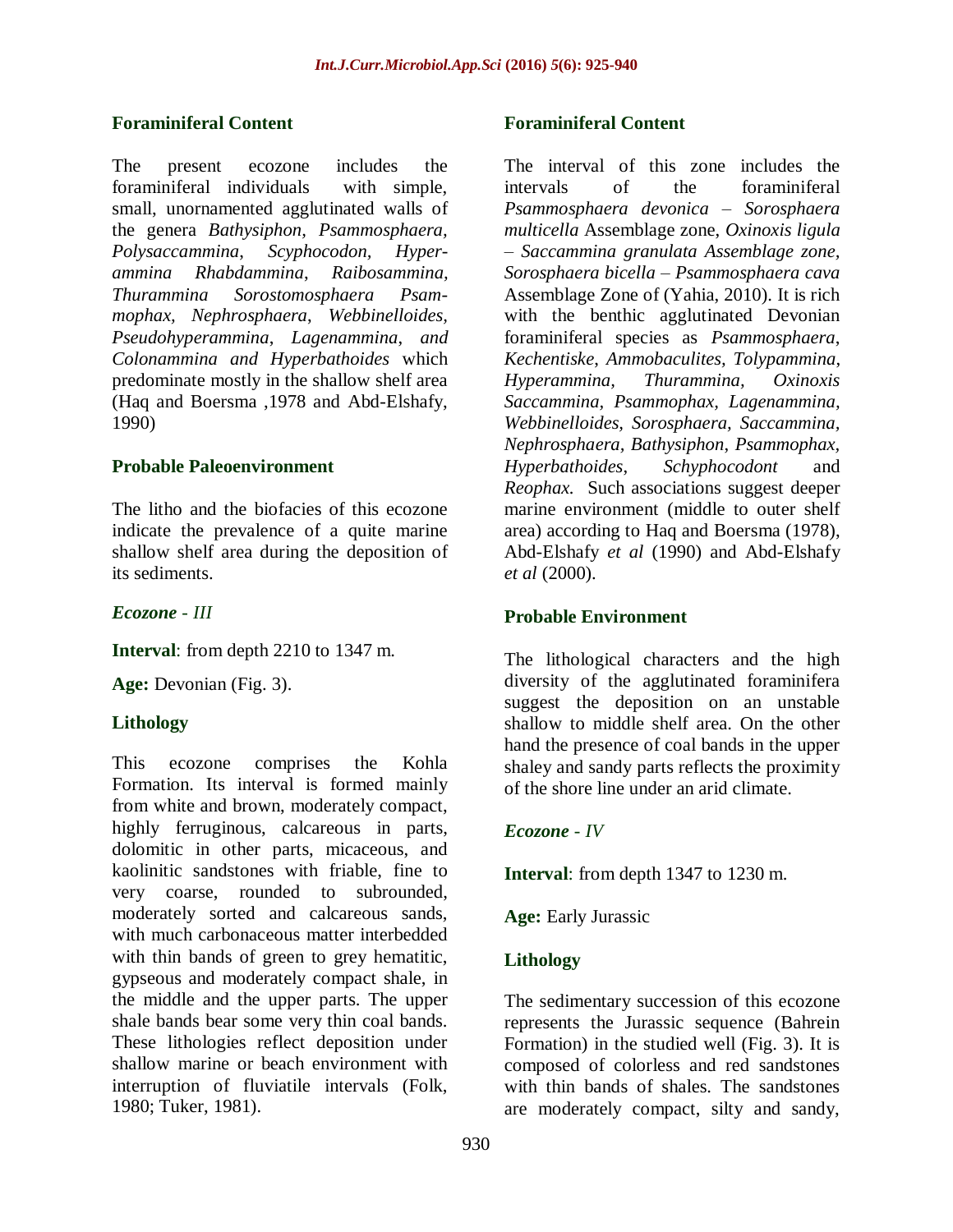### Foraminiferal Content

The present ecozone includes the foraminiferal individuals with simple, small, unornamented agglutinated walls of the genera *Bathysiphon*, *Psammosphaera, Polysaccammina*, *Scyphocodon, Hyperammina Rhabdammina*, *Raibosammina, Thurammina Sorostomosphaera Psammophax*, *Nephrosphaera*, *Webbinelloides, Pseudohyperammina*, *Lagenammina*, *and Colonammina and Hyperbathoides* which predominate mostly in the shallow shelf area (Haq and Boersma ,1978 and Abd-Elshafy, 1990)

### Probable Paleoenvironment

The litho and the biofacies of this ecozone indicate the prevalence of a quite marine shallow shelf area during the deposition of its sediments.

## *Ecozone - III*

**Interval**: from depth 2210 to 1347 m.

**Age:** Devonian (Fig. 3).

### Lithology

This ecozone comprises the Kohla Formation. Its interval is formed mainly from white and brown, moderately compact, highly ferruginous, calcareous in parts, dolomitic in other parts, micaceous, and kaolinitic sandstones with friable, fine to very coarse, rounded to subrounded, moderately sorted and calcareous sands, with much carbonaceous matter interbedded with thin bands of green to grey hematitic, gypseous and moderately compact shale, in the middle and the upper parts. The upper shale bands bear some very thin coal bands. These lithologies reflect deposition under shallow marine or beach environment with interruption of fluviatile intervals (Folk, 1980; Tuker, 1981).

### Foraminiferal Content

The interval of this zone includes the intervals of the foraminiferal *Psammosphaera devonica – Sorosphaera multicella* Assemblage zone, *Oxinoxis ligula – Saccammina granulata Assemblage zone, Sorosphaera bicella – Psammosphaera cava* Assemblage Zone of (Yahia, 2010). It is rich with the benthic agglutinated Devonian foraminiferal species as *Psammosphaera*, *Kechentiske*, *Ammobaculites*, *Tolypammina*, *Hyperammina, Thurammina, Oxinoxis Saccammina, Psammophax, Lagenammina, Webbinelloides, Sorosphaera, Saccammina, Nephrosphaera, Bathysiphon*, *Psammophax*, *Hyperbathoides*, *Schyphocodont* and *Reophax.* Such associations suggest deeper marine environment (middle to outer shelf area) according to Haq and Boersma (1978), Abd-Elshafy *et al* (1990) and Abd-Elshafy *et al* (2000).

### Probable Environment

The lithological characters and the high diversity of the agglutinated foraminifera suggest the deposition on an unstable shallow to middle shelf area. On the other hand the presence of coal bands in the upper shaley and sandy parts reflects the proximity of the shore line under an arid climate.

## *Ecozone - IV*

**Interval**: from depth 1347 to 1230 m.

**Age:** Early Jurassic

### Lithology

The sedimentary succession of this ecozone represents the Jurassic sequence (Bahrein Formation) in the studied well (Fig. 3). It is composed of colorless and red sandstones with thin bands of shales. The sandstones are moderately compact, silty and sandy,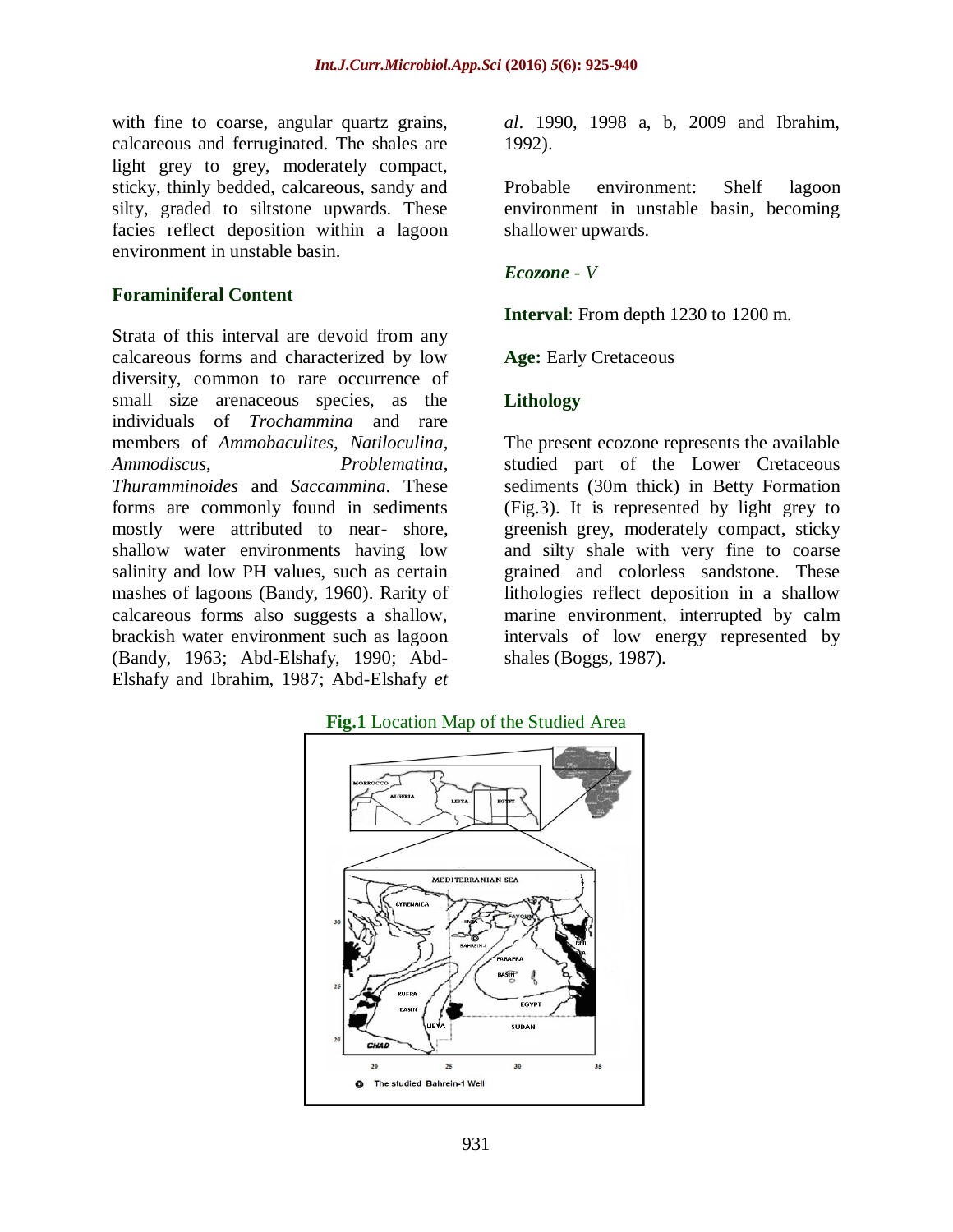with fine to coarse, angular quartz grains, calcareous and ferruginated. The shales are light grey to grey, moderately compact, sticky, thinly bedded, calcareous, sandy and silty, graded to siltstone upwards. These facies reflect deposition within a lagoon environment in unstable basin.

### Foraminiferal Content

Strata of this interval are devoid from any calcareous forms and characterized by low diversity, common to rare occurrence of small size arenaceous species, as the individuals of *Trochammina* and rare members of *Ammobaculites*, *Natiloculina*, *Ammodiscus*, *Problematina*, *Thuramminoides* and *Saccammina*. These forms are commonly found in sediments mostly were attributed to near- shore, shallow water environments having low salinity and low PH values, such as certain mashes of lagoons (Bandy, 1960). Rarity of calcareous forms also suggests a shallow, brackish water environment such as lagoon (Bandy, 1963; Abd-Elshafy, 1990; Abd-Elshafy and Ibrahim, 1987; Abd-Elshafy *et al*. 1990, 1998 a, b, 2009 and Ibrahim, 1992).

Probable environment: Shelf lagoon environment in unstable basin, becoming shallower upwards.

### *Ecozone - V*

**Interval**: From depth 1230 to 1200 m.

**Age:** Early Cretaceous

### Lithology

The present ecozone represents the available studied part of the Lower Cretaceous sediments (30m thick) in Betty Formation (Fig.3). It is represented by light grey to greenish grey, moderately compact, sticky and silty shale with very fine to coarse grained and colorless sandstone. These lithologies reflect deposition in a shallow marine environment, interrupted by calm intervals of low energy represented by shales (Boggs, 1987).

**Fig.1** Location Map of the Studied Area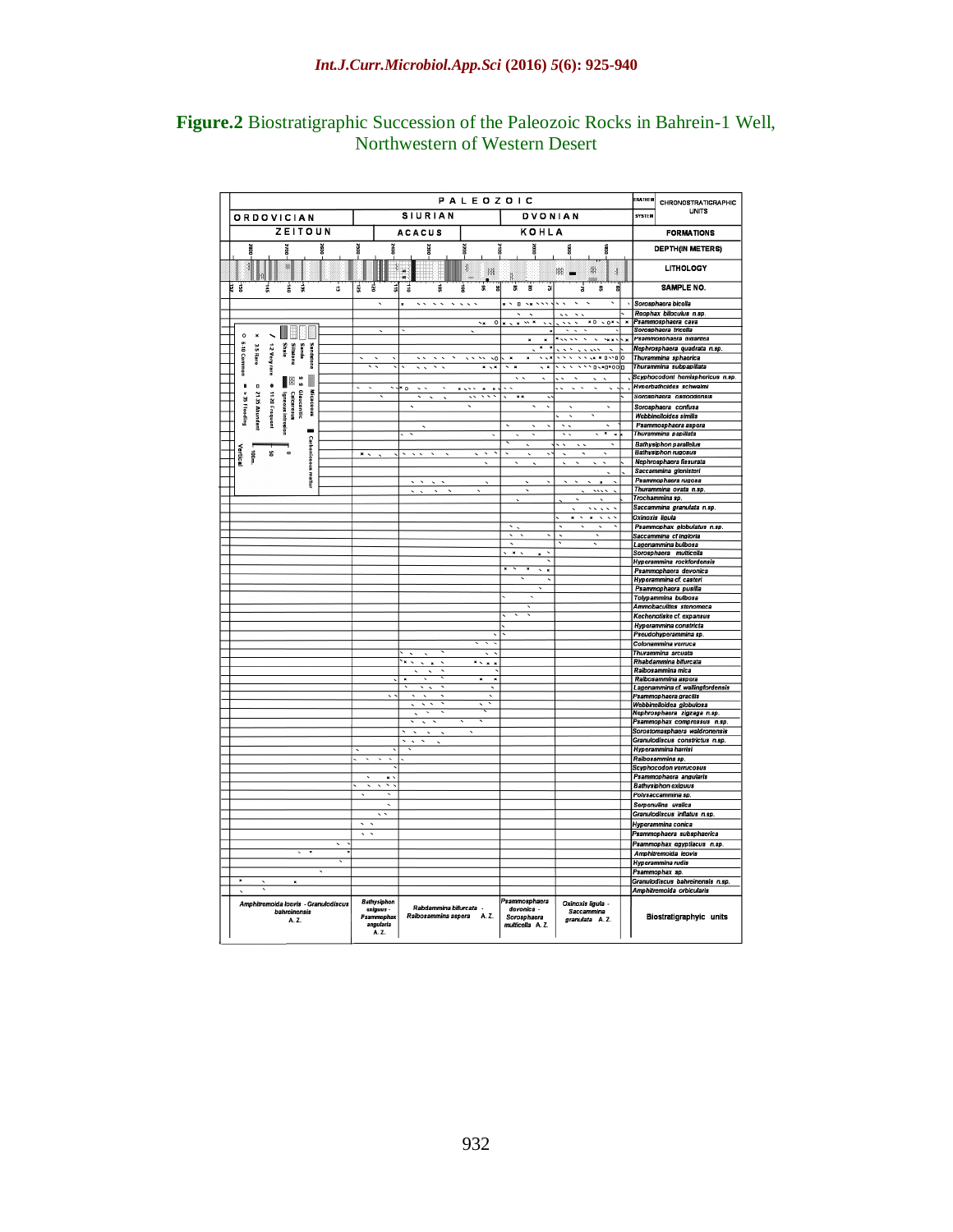**Figure.2** Biostratigraphic Succession of the Paleozoic Rocks in Bahrein-1 Well, Northwestern of Western Desert

| ERATHEM | PALEOZOIC | | | | | CHRONOSTRATIGRAPHIC UNITS |
|---|---|---|---|---|---|---|
| SYSTEM | ORDOVICIAN | SIURIAN | | DVONIAN | | |
| FORMATIONS | ZEITOUN | ACACUS | | KOHLA | | |
| Biostratigraphyic units | Amphitremoida laovis - Granulodiscus bahreinensis A. Z. | Bathysiphon exiguus - Psammophax angularis A. Z. | Rabdammina bifurcata - Raibosammina aspera A. Z. | Psammosphaera devonica - Sorosphaera multicella A. Z. | Oxinoxis ligula - Saccammina granulata A. Z. | |

Species listed: Sorosphaera bicolla; Reophax bilocutus n.sp.; Psammosphaera cava; Sorosphaera tricella; Psammosphaera gigantea; Nephrosphaera quadrata n.sp.; Thurammina sphaerica; Thurammina subpapillata; Scyphocodont hemisphericus n.sp.; Hyperbathoides schwalmi; Sorosphaera osgoodensis; Sorosphaera confusa; Webbinelloides similis; Psammosphaera aspera; Thurammina papillata; Bathysiphon parallelus; Bathysiphon rugosus; Nephrosphaera fissurata; Saccammina glenistori; Psammosphaera rugosa; Thurammina ovata n.sp.; Trochammina sp.; Saccammina granulata n.sp.; Oxinoxis ligula; Psammophax globulatus n.sp.; Saccammina cf ingloria; Lagenammina bulbosa; Sorosphaera multicella; Hyperammina rockfordensis; Psammosphaera devonica; Hyperammina cf. casteri; Psammosphaera pusilla; Tolypammina bulbosa; Ammobaculites stenomeca; Kechenotiske cf. expansus; Hyperammina constricta; Pseudohyperammina sp.; Colonammina verruca; Thurammina arcuata; Rhabdammina bifurcata; Raibosammina mica; Raibosammina aspera; Lagenammina cf. wallingfordensis; Psammosphaera gracilis; Webbinelloidea globulosa; Nephrosphaera zigzaga n.sp.; Psammophax compressus n.sp.; Sorostomasphaera waldronensis; Granulodiscus constrictus n.sp.; Hyperammina harrisi; Raibosammina sp.; Scyphocodon verrucosus; Psammophaera angularis; Bathysiphon exiguus; Polysaccammina sp.; Serpenulina uralica; Granulodiscus inflatus n.sp.; Hyperammina conica; Psammosphaera subsphaerica; Psammophax egyptiacus n.sp.; Amphitremoida laovis; Hyperammina rudis; Psammophax sp.; Granulodiscus bahreinensis n.sp.; Amphitremoida orbicularis

Legend: Sandstone; Sands; Shale; Siltstone; Calcareous; Igneous intrusion; Glauconitic; Micaceous; Carbonaceous matter. ○ 6-10 Common; × 3-5 Rare; / 1-2 Very rare; ● 11-20 Frequent; □ 21-35 Abundant; ■ > 35 Flooding. Vertical scale 0–50–100m.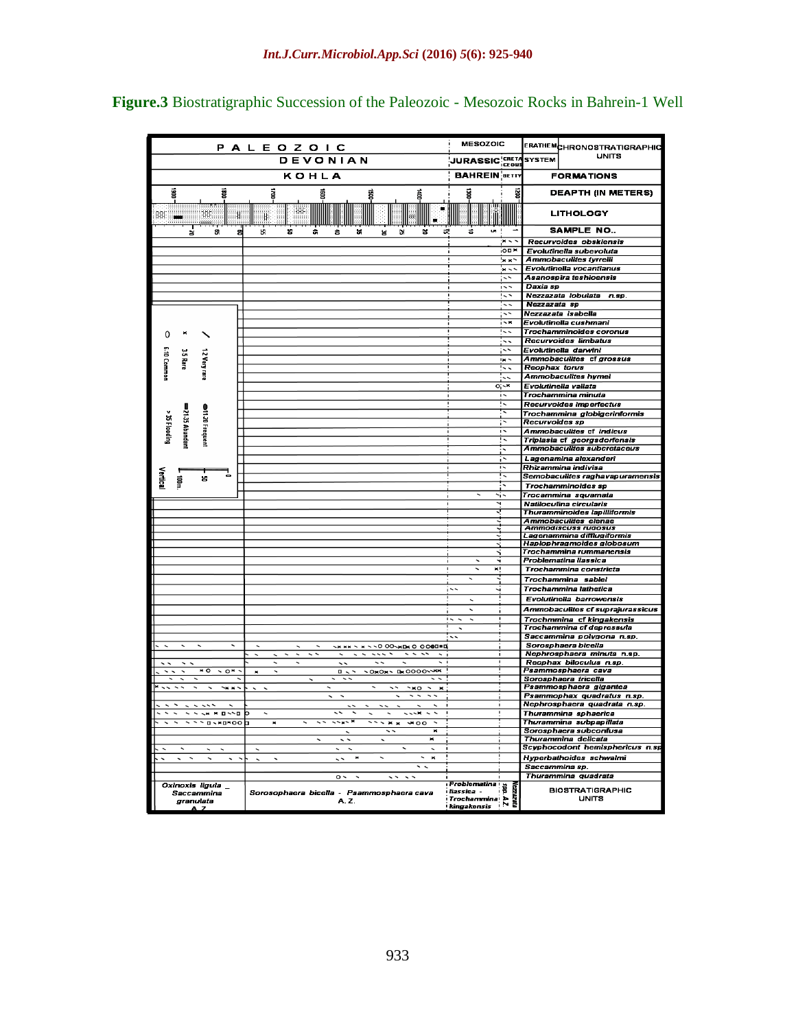**Figure.3** Biostratigraphic Succession of the Paleozoic - Mesozoic Rocks in Bahrein-1 Well

| ERATHEM | PALEOZOIC | MESOZOIC | |
|---|---|---|---|
| SYSTEM | DEVONIAN | JURASSIC | CRETACEOUS |
| FORMATIONS | KOHLA | BAHREIN | BETTY |

CHRONOSTRATIGRAPHIC UNITS

DEAPTH (IN METERS): 1900, 1800, 1700, 1600, 1500, 1400, 1300, 1200

LITHOLOGY

SAMPLE NO..: 70, 65, 60, 55, 50, 45, 40, 35, 30, 25, 20, 15, 10, 5, 1

Legend:

- / 1-2 Very rare
- x 3-5 Rare
- O 6-10 Common
- ● 11-20 Frequent
- ■ 21-35 Abundant
- > 35 Flooding

Vertical scale: 0, 50, 100m.

Species:

- Recurvoides obskiensis
- Evolutinella subevoluta
- Ammobaculites tyrrelli
- Evolutinella vocantianus
- Asanospira teshioensis
- Daxia sp
- Nezzazata lobulata n.sp.
- Nezzazata sp
- Nezzazata isabella
- Evolutinella cushmani
- Trochamminoides coronus
- Recurvoides limbatus
- Evolutinella darwini
- Ammobaculites cf grossus
- Reophax torus
- Ammobaculites hymei
- Evolutinella vallata
- Trochammina minuta
- Recurvoides imperfectus
- Trochammina globigeriniformis
- Recurvoides sp
- Ammobaculites cf indicus
- Triplasia cf georgsdorfensis
- Ammobaculites subcretaceus
- Lagenamina alexanderi
- Rhizammina indivisa
- Semobaculites raghavapuramensis
- Trochamminoides sp
- Trocammina squamata
- Natilocutina circularis
- Thuramminoides lapilliformis
- Ammobaculites elenae
- Ammodiscuss rugosus
- Lagenammina difflugiformis
- Haplophragmoides globosum
- Trochammina rummanensis
- Problematina liassica
- Trochammina constricta
- Trochammina sablei
- Trochammina lathetica
- Evolutinella barrowensis
- Ammobaculites cf suprajurassicus
- Trochmmina cf kingakensis
- Trochammina cf depressula
- Saccammina polygona n.sp.
- Sorosphaera bicella
- Nephrosphaera minuta n.sp.
- Reophax bilocullus n.sp.
- Psammosphaera cava
- Sorosphaera tricella
- Psammosphaera gigantea
- Psammophax quadratus n.sp.
- Nephrosphaera quadrata n.sp.
- Thurammina sphaerica
- Thurammina subpapillata
- Sorosphaera subconfusa
- Thurammina delicata
- Scyphocodont hemisphericus n.sp.
- Hyperbathoides schwalmi
- Saccammina sp.
- Thurammina quadrata

BIOSTRATIGRAPHIC UNITS: Oxinoxis ligula - Saccammina granulata A.Z. | Sorosophaera bicella - Psammosphaera cava A.Z. | Problematina liassica - Trochammina kingakensis | Nezzazata spp. A.Z.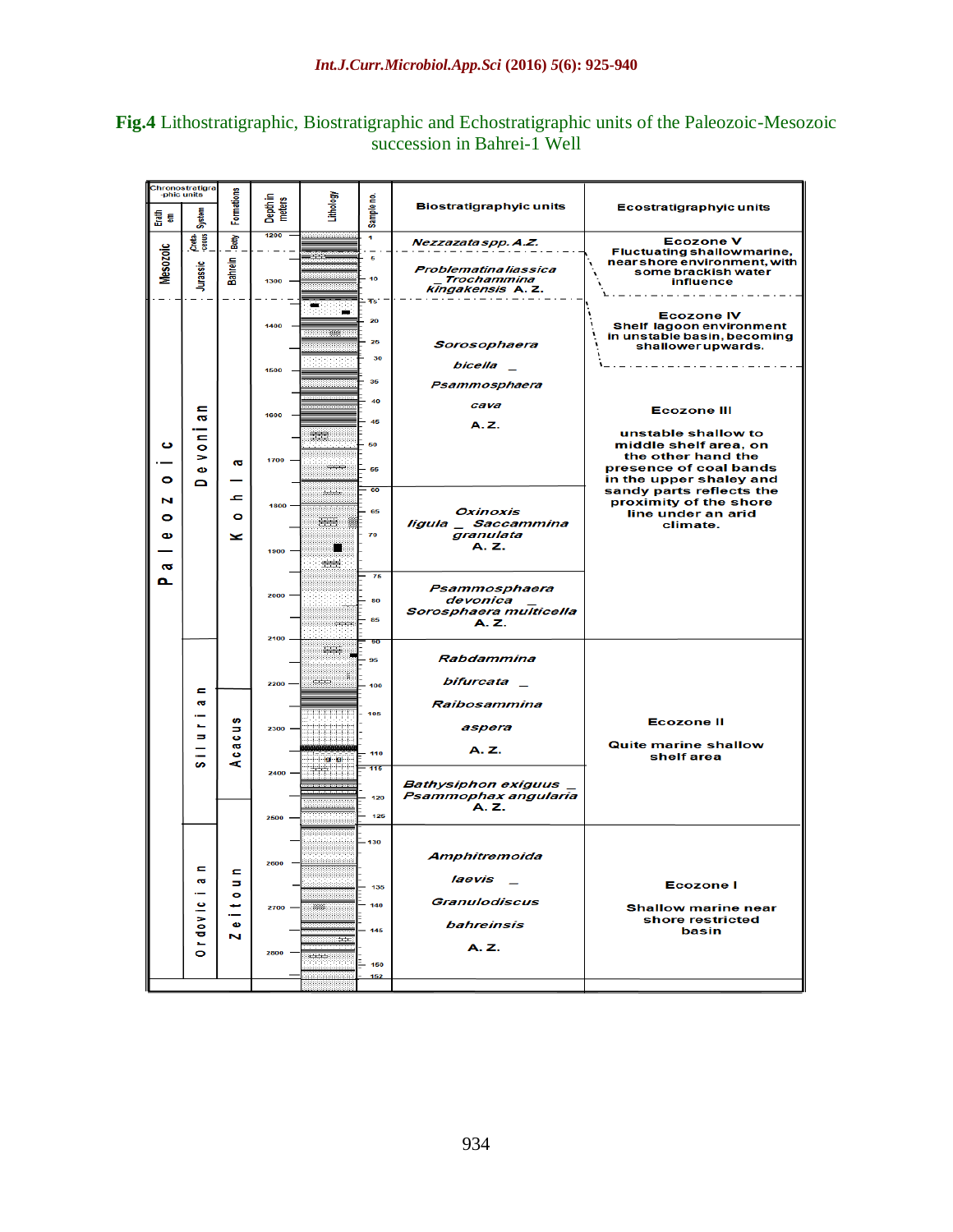**Fig.4** Lithostratigraphic, Biostratigraphic and Echostratigraphic units of the Paleozoic-Mesozoic succession in Bahrei-1 Well

| Erathem | System | Formations | Depth in meters | Sample no. | Biostratigraphic units | Ecostratigraphic units |
|---|---|---|---|---|---|---|
| Mesozoic | Cretaceous | Betty | 1200 | 1 | *Nezzazata spp.* A.Z. | Ecozone V: Fluctuating shallow marine, near shore environment, with some brackish water influence |
| | Jurassic | Bahrein | 1300 | 5–15 | *Problematina liassica* _ *Trochammina kingakensis* A. Z. | |
| Paleozoic | Devonian | Kohla | 1400–1700 | 15–60 | *Sorosphaera bicella* _ *Psammosphaera cava* A. Z. | Ecozone IV: Shelf lagoon environment in unstable basin, becoming shallower upwards. |
| | | | 1800–1900 | 60–75 | *Oxinoxis ligula* _ *Saccammina granulata* A. Z. | Ecozone III: unstable shallow to middle shelf area, on the other hand the presence of coal bands in the upper shaley and sandy parts reflects the proximity of the shore line under an arid climate. |
| | | | 2000–2100 | 75–90 | *Psammosphaera devonica* _ *Sorosphaera multicella* A. Z. | |
| | Silurian | Acacus | 2100–2400 | 90–115 | *Rabdammina bifurcata* _ *Raibosammina aspera* A. Z. | Ecozone II: Quite marine shallow shelf area |
| | | | 2400–2500 | 115–125 | *Bathysiphon exiguus* _ *Psammophax angularia* A. Z. | |
| | Ordovician | Zeitoun | 2500–2800 | 125–152 | *Amphitremoida laevis* _ *Granulodiscus bahreinsis* A. Z. | Ecozone I: Shallow marine near shore restricted basin |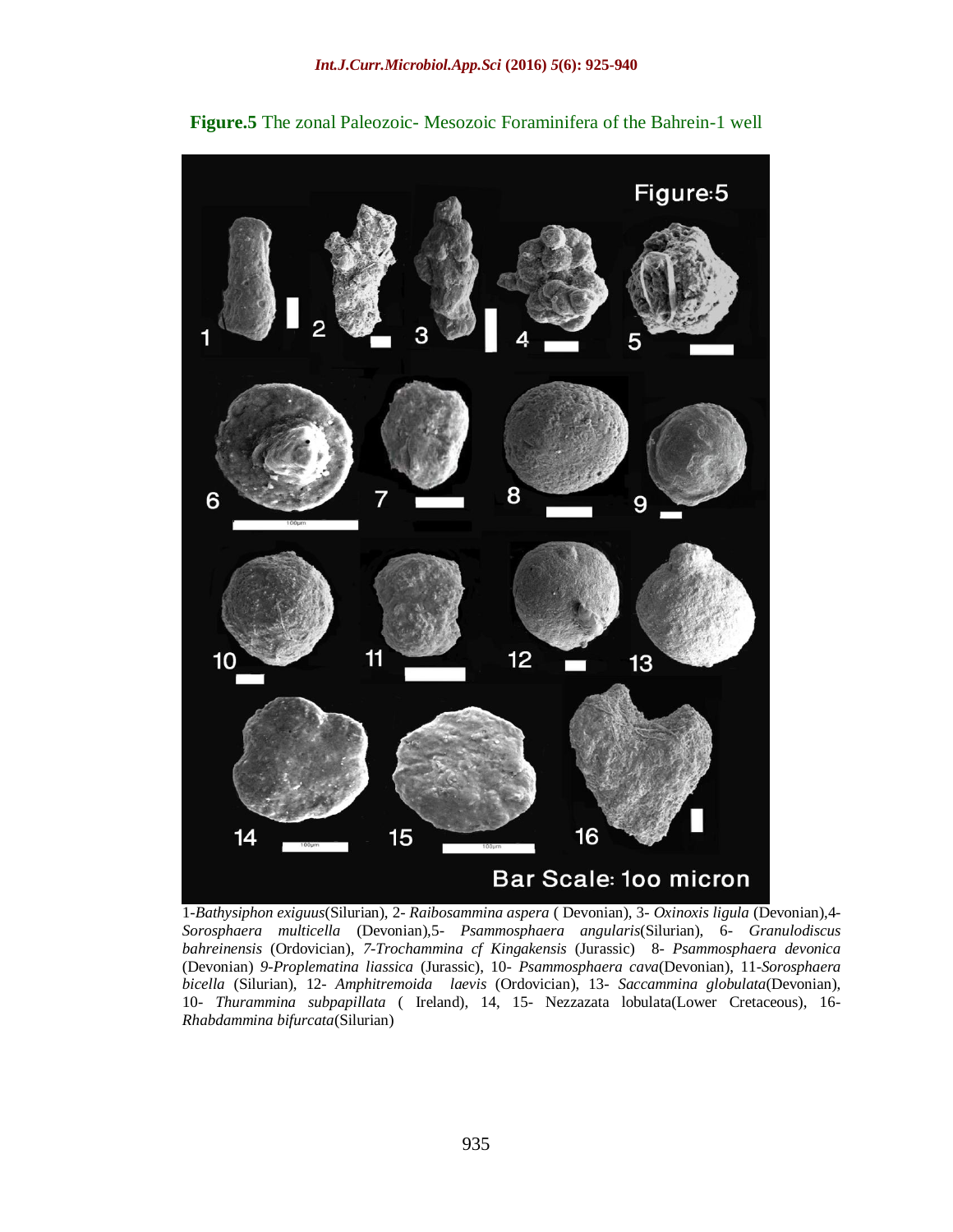**Figure.5** The zonal Paleozoic- Mesozoic Foraminifera of the Bahrein-1 well

1-*Bathysiphon exiguus*(Silurian), 2- *Raibosammina aspera* ( Devonian), 3- *Oxinoxis ligula* (Devonian),4- *Sorosphaera multicella* (Devonian),5- *Psammosphaera angularis*(Silurian), 6- *Granulodiscus bahreinensis* (Ordovician), *7-Trochammina cf Kingakensis* (Jurassic) 8- *Psammosphaera devonica* (Devonian) *9-Proplematina liassica* (Jurassic), 10- *Psammosphaera cava*(Devonian), 11-*Sorosphaera bicella* (Silurian), 12- *Amphitremoida laevis* (Ordovician), 13- *Saccammina globulata*(Devonian), 10- *Thurammina subpapillata* ( Ireland), 14, 15- Nezzazata lobulata(Lower Cretaceous), 16- *Rhabdammina bifurcata*(Silurian)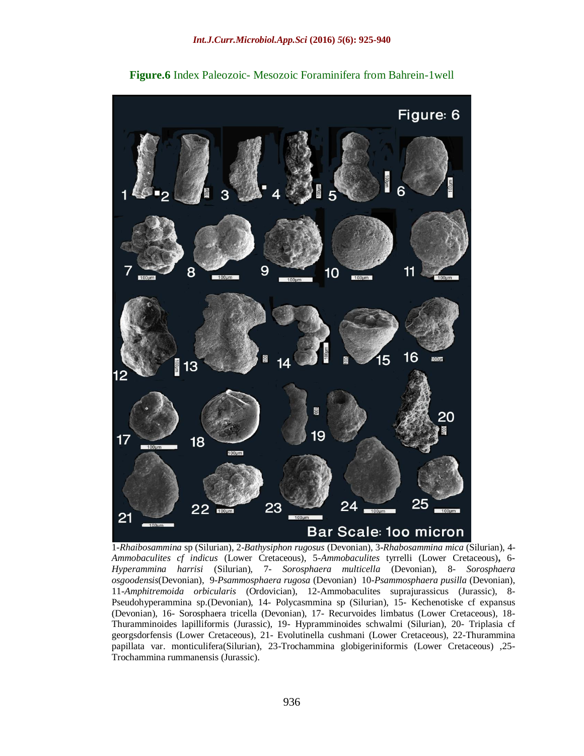**Figure.6** Index Paleozoic- Mesozoic Foraminifera from Bahrein-1well

1-*Rhaibosammina* sp (Silurian), 2-*Bathysiphon rugosus* (Devonian), 3-*Rhabosammina mica* (Silurian), 4-*Ammobaculites cf indicus* (Lower Cretaceous), 5-*Ammobaculites* tyrrelli (Lower Cretaceous)**,** 6-*Hyperammina harrisi* (Silurian), 7- *Sorosphaera multicella* (Devonian), 8- *Sorosphaera osgoodensis*(Devonian), 9-*Psammosphaera rugosa* (Devonian) 10-*Psammosphaera pusilla* (Devonian), 11-*Amphitremoida orbicularis* (Ordovician), 12-Ammobaculites suprajurassicus (Jurassic), 8-Pseudohyperammina sp.(Devonian), 14- Polycasmmina sp (Silurian), 15- Kechenotiske cf expansus (Devonian), 16- Sorosphaera tricella (Devonian), 17- Recurvoides limbatus (Lower Cretaceous), 18-Thuramminoides lapilliformis (Jurassic), 19- Hypramminoides schwalmi (Silurian), 20- Triplasia cf georgsdorfensis (Lower Cretaceous), 21- Evolutinella cushmani (Lower Cretaceous), 22-Thurammina papillata var. monticulifera(Silurian), 23-Trochammina globigeriniformis (Lower Cretaceous) ,25-Trochammina rummanensis (Jurassic).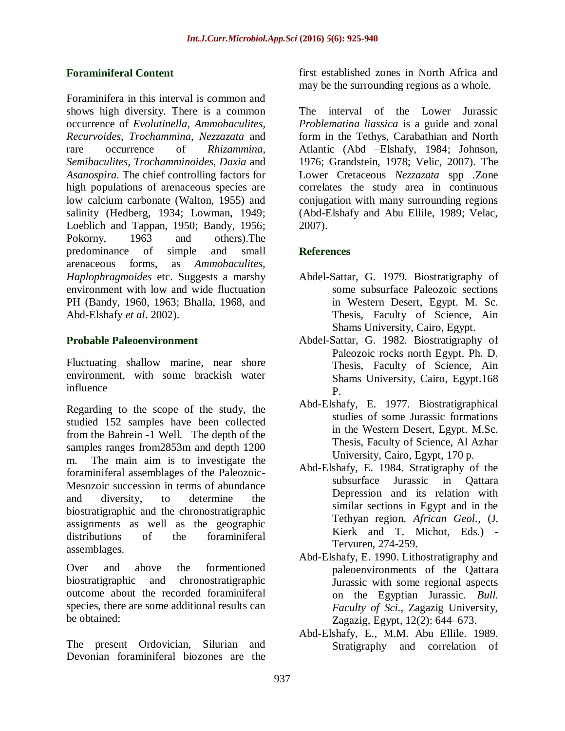### Foraminiferal Content

Foraminifera in this interval is common and shows high diversity. There is a common occurrence of *Evolutinella, Ammobaculites, Recurvoides, Trochammina, Nezzazata* and rare occurrence of *Rhizammina, Semibaculites, Trochamminoides, Daxia* and *Asanospira*. The chief controlling factors for high populations of arenaceous species are low calcium carbonate (Walton, 1955) and salinity (Hedberg, 1934; Lowman, 1949; Loeblich and Tappan, 1950; Bandy, 1956; Pokorny, 1963 and others).The predominance of simple and small arenaceous forms, as *Ammobaculites, Haplophragmoides* etc. Suggests a marshy environment with low and wide fluctuation PH (Bandy, 1960, 1963; Bhalla, 1968, and Abd-Elshafy *et al*. 2002).

### Probable Paleoenvironment

Fluctuating shallow marine, near shore environment, with some brackish water influence

Regarding to the scope of the study, the studied 152 samples have been collected from the Bahrein -1 Well. The depth of the samples ranges from2853m and depth 1200 m. The main aim is to investigate the foraminiferal assemblages of the Paleozoic-Mesozoic succession in terms of abundance and diversity, to determine the biostratigraphic and the chronostratigraphic assignments as well as the geographic distributions of the foraminiferal assemblages.

Over and above the formentioned biostratigraphic and chronostratigraphic outcome about the recorded foraminiferal species, there are some additional results can be obtained:

The present Ordovician, Silurian and Devonian foraminiferal biozones are the first established zones in North Africa and may be the surrounding regions as a whole.

The interval of the Lower Jurassic *Problematina liassica* is a guide and zonal form in the Tethys, Carabathian and North Atlantic (Abd –Elshafy, 1984; Johnson, 1976; Grandstein, 1978; Velic, 2007). The Lower Cretaceous *Nezzazata* spp .Zone correlates the study area in continuous conjugation with many surrounding regions (Abd-Elshafy and Abu Ellile, 1989; Velac, 2007).

### References

- Abdel-Sattar, G. 1979. Biostratigraphy of some subsurface Paleozoic sections in Western Desert, Egypt. M. Sc. Thesis, Faculty of Science, Ain Shams University, Cairo, Egypt.
- Abdel-Sattar, G. 1982. Biostratigraphy of Paleozoic rocks north Egypt. Ph. D. Thesis, Faculty of Science, Ain Shams University, Cairo, Egypt.168 P.
- Abd-Elshafy, E. 1977. Biostratigraphical studies of some Jurassic formations in the Western Desert, Egypt. M.Sc. Thesis, Faculty of Science, Al Azhar University, Cairo, Egypt, 170 p.
- Abd-Elshafy, E. 1984. Stratigraphy of the subsurface Jurassic in Qattara Depression and its relation with similar sections in Egypt and in the Tethyan region. *African Geol.*, (J. Kierk and T. Michot, Eds.) - Tervuren, 274-259.
- Abd-Elshafy, E. 1990. Lithostratigraphy and paleoenvironments of the Qattara Jurassic with some regional aspects on the Egyptian Jurassic. *Bull. Faculty of Sci.*, Zagazig University, Zagazig, Egypt, 12(2): 644–673.
- Abd-Elshafy, E., M.M. Abu Ellile. 1989. Stratigraphy and correlation of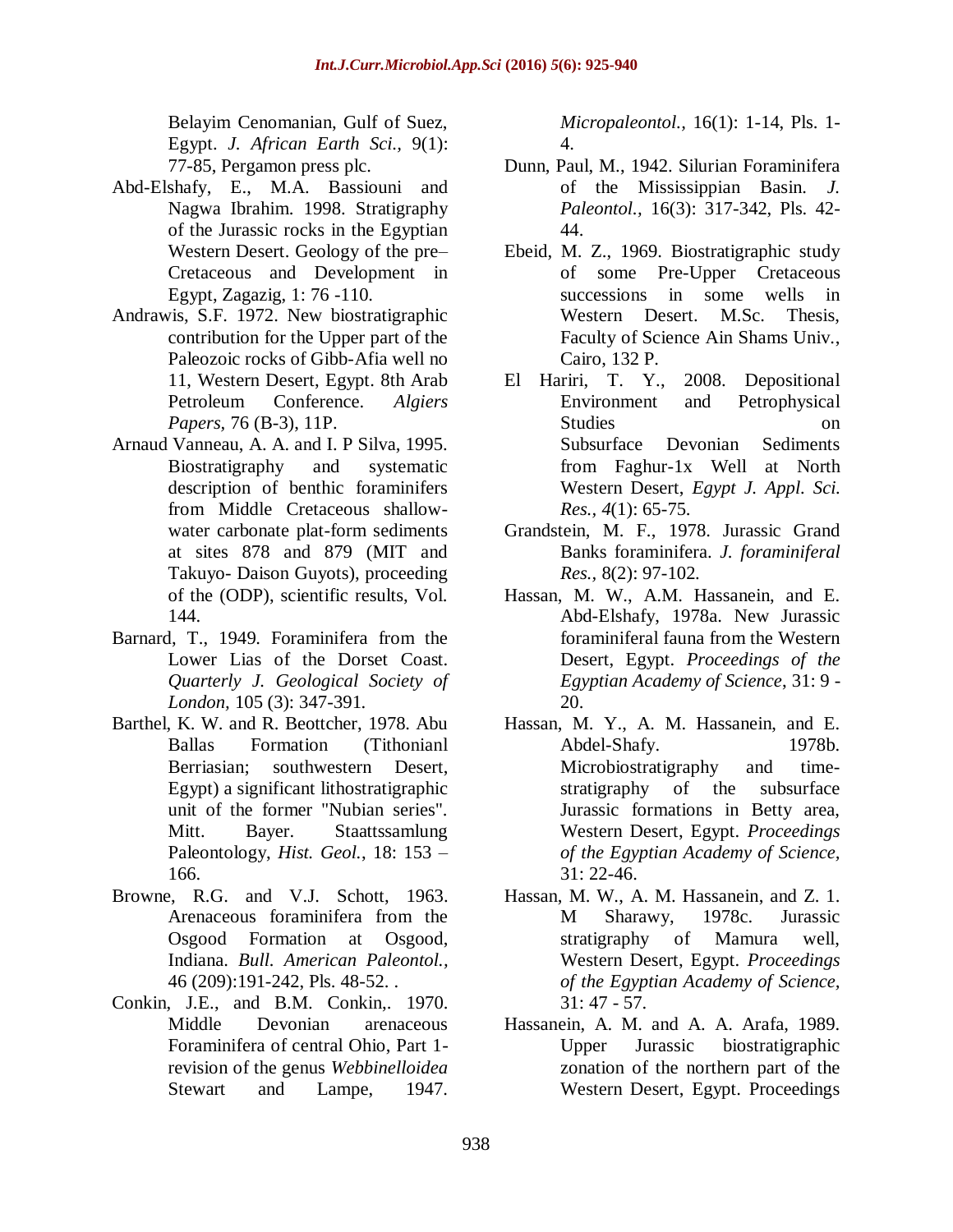Belayim Cenomanian, Gulf of Suez, Egypt. *J. African Earth Sci.,* 9(1): 77-85, Pergamon press plc.

Abd-Elshafy, E., M.A. Bassiouni and Nagwa Ibrahim. 1998. Stratigraphy of the Jurassic rocks in the Egyptian Western Desert. Geology of the pre–Cretaceous and Development in Egypt, Zagazig, 1: 76 -110.

Andrawis, S.F. 1972. New biostratigraphic contribution for the Upper part of the Paleozoic rocks of Gibb-Afia well no 11, Western Desert, Egypt. 8th Arab Petroleum Conference. *Algiers Papers*, 76 (B-3), 11P.

Arnaud Vanneau, A. A. and I. P Silva, 1995. Biostratigraphy and systematic description of benthic foraminifers from Middle Cretaceous shallow-water carbonate plat-form sediments at sites 878 and 879 (MIT and Takuyo- Daison Guyots), proceeding of the (ODP), scientific results, Vol. 144.

Barnard, T., 1949. Foraminifera from the Lower Lias of the Dorset Coast. *Quarterly J. Geological Society of London*, 105 (3): 347-391.

Barthel, K. W. and R. Beottcher, 1978. Abu Ballas Formation (Tithonianl Berriasian; southwestern Desert, Egypt) a significant lithostratigraphic unit of the former "Nubian series". Mitt. Bayer. Staattssamlung Paleontology, *Hist. Geol.*, 18: 153 – 166.

Browne, R.G. and V.J. Schott, 1963. Arenaceous foraminifera from the Osgood Formation at Osgood, Indiana. *Bull. American Paleontol.,* 46 (209):191-242, Pls. 48-52. .

Conkin, J.E., and B.M. Conkin,. 1970. Middle Devonian arenaceous Foraminifera of central Ohio, Part 1- revision of the genus *Webbinelloidea* Stewart and Lampe, 1947. *Micropaleontol.,* 16(1): 1-14, Pls. 1-4.

Dunn, Paul, M., 1942. Silurian Foraminifera of the Mississippian Basin. *J. Paleontol.*, 16(3): 317-342, Pls. 42-44.

Ebeid, M. Z., 1969. Biostratigraphic study of some Pre-Upper Cretaceous successions in some wells in Western Desert. M.Sc. Thesis, Faculty of Science Ain Shams Univ., Cairo, 132 P.

El Hariri, T. Y., 2008. Depositional Environment and Petrophysical Studies on Subsurface Devonian Sediments from Faghur-1x Well at North Western Desert, *Egypt J. Appl. Sci. Res., 4*(1): 65-75.

Grandstein, M. F., 1978. Jurassic Grand Banks foraminifera. *J. foraminiferal Res.*, 8(2): 97-102.

Hassan, M. W., A.M. Hassanein, and E. Abd-Elshafy, 1978a. New Jurassic foraminiferal fauna from the Western Desert, Egypt. *Proceedings of the Egyptian Academy of Science*, 31: 9 - 20.

Hassan, M. Y., A. M. Hassanein, and E. Abdel-Shafy. 1978b. Microbiostratigraphy and time-stratigraphy of the subsurface Jurassic formations in Betty area, Western Desert, Egypt. *Proceedings of the Egyptian Academy of Science,* 31: 22-46.

Hassan, M. W., A. M. Hassanein, and Z. 1. M Sharawy, 1978c. Jurassic stratigraphy of Mamura well, Western Desert, Egypt. *Proceedings of the Egyptian Academy of Science,* 31: 47 - 57.

Hassanein, A. M. and A. A. Arafa, 1989. Upper Jurassic biostratigraphic zonation of the northern part of the Western Desert, Egypt. Proceedings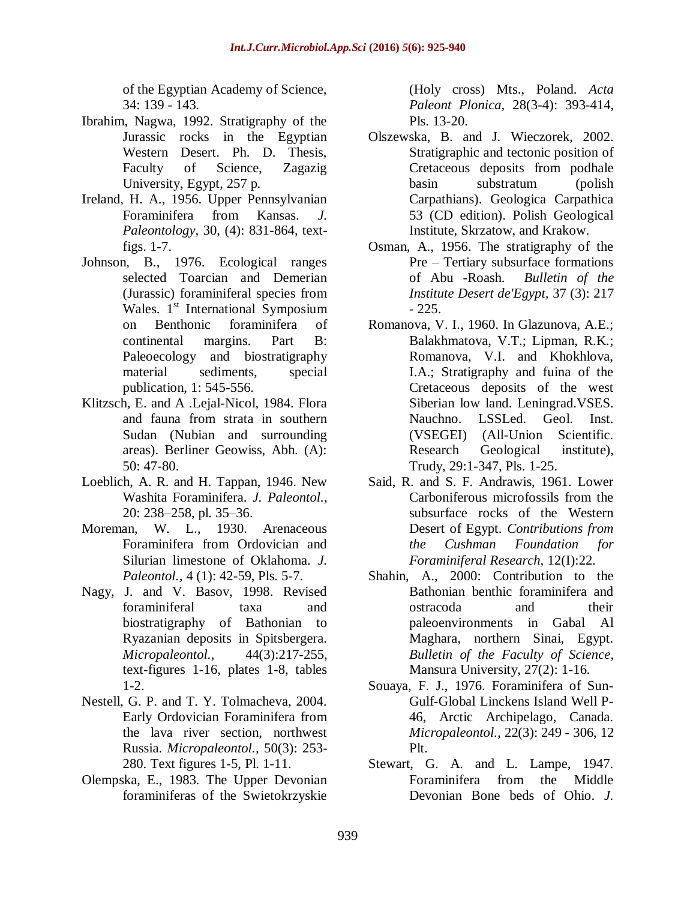of the Egyptian Academy of Science, 34: 139 - 143.

Ibrahim, Nagwa, 1992. Stratigraphy of the Jurassic rocks in the Egyptian Western Desert. Ph. D. Thesis, Faculty of Science, Zagazig University, Egypt, 257 p.

Ireland, H. A., 1956. Upper Pennsylvanian Foraminifera from Kansas. *J. Paleontology*, 30, (4): 831-864, text-figs. 1-7.

Johnson, B., 1976. Ecological ranges selected Toarcian and Demerian (Jurassic) foraminiferal species from Wales. 1st International Symposium on Benthonic foraminifera of continental margins. Part B: Paleoecology and biostratigraphy material sediments, special publication, 1: 545-556.

Klitzsch, E. and A .Lejal-Nicol, 1984. Flora and fauna from strata in southern Sudan (Nubian and surrounding areas). Berliner Geowiss, Abh. (A): 50: 47-80.

Loeblich, A. R. and H. Tappan, 1946. New Washita Foraminifera. *J. Paleontol.*, 20: 238–258, pl. 35–36.

Moreman, W. L., 1930. Arenaceous Foraminifera from Ordovician and Silurian limestone of Oklahoma. *J. Paleontol.*, 4 (1): 42-59, Pls. 5-7.

Nagy, J. and V. Basov, 1998. Revised foraminiferal taxa and biostratigraphy of Bathonian to Ryazanian deposits in Spitsbergera. *Micropaleontol.*, 44(3):217-255, text-figures 1-16, plates 1-8, tables 1-2.

Nestell, G. P. and T. Y. Tolmacheva, 2004. Early Ordovician Foraminifera from the lava river section, northwest Russia. *Micropaleontol.*, 50(3): 253-280. Text figures 1-5, Pl. 1-11.

Olempska, E., 1983. The Upper Devonian foraminiferas of the Swietokrzyskie (Holy cross) Mts., Poland. *Acta Paleont Plonica*, 28(3-4): 393-414, Pls. 13-20.

Olszewska, B. and J. Wieczorek, 2002. Stratigraphic and tectonic position of Cretaceous deposits from podhale basin substratum (polish Carpathians). Geologica Carpathica 53 (CD edition). Polish Geological Institute, Skrzatow, and Krakow.

Osman, A., 1956. The stratigraphy of the Pre – Tertiary subsurface formations of Abu -Roash. *Bulletin of the Institute Desert de'Egypt*, 37 (3): 217 - 225.

Romanova, V. I., 1960. In Glazunova, A.E.; Balakhmatova, V.T.; Lipman, R.K.; Romanova, V.I. and Khokhlova, I.A.; Stratigraphy and fuina of the Cretaceous deposits of the west Siberian low land. Leningrad.VSES. Nauchno. LSSLed. Geol. Inst. (VSEGEI) (All-Union Scientific. Research Geological institute), Trudy, 29:1-347, Pls. 1-25.

Said, R. and S. F. Andrawis, 1961. Lower Carboniferous microfossils from the subsurface rocks of the Western Desert of Egypt. *Contributions from the Cushman Foundation for Foraminiferal Research*, 12(I):22.

Shahin, A., 2000: Contribution to the Bathonian benthic foraminifera and ostracoda and their paleoenvironments in Gabal Al Maghara, northern Sinai, Egypt. *Bulletin of the Faculty of Science*, Mansura University, 27(2): 1-16.

Souaya, F. J., 1976. Foraminifera of Sun-Gulf-Global Linckens Island Well P-46, Arctic Archipelago, Canada. *Micropaleontol.*, 22(3): 249 - 306, 12 Plt.

Stewart, G. A. and L. Lampe, 1947. Foraminifera from the Middle Devonian Bone beds of Ohio. *J.*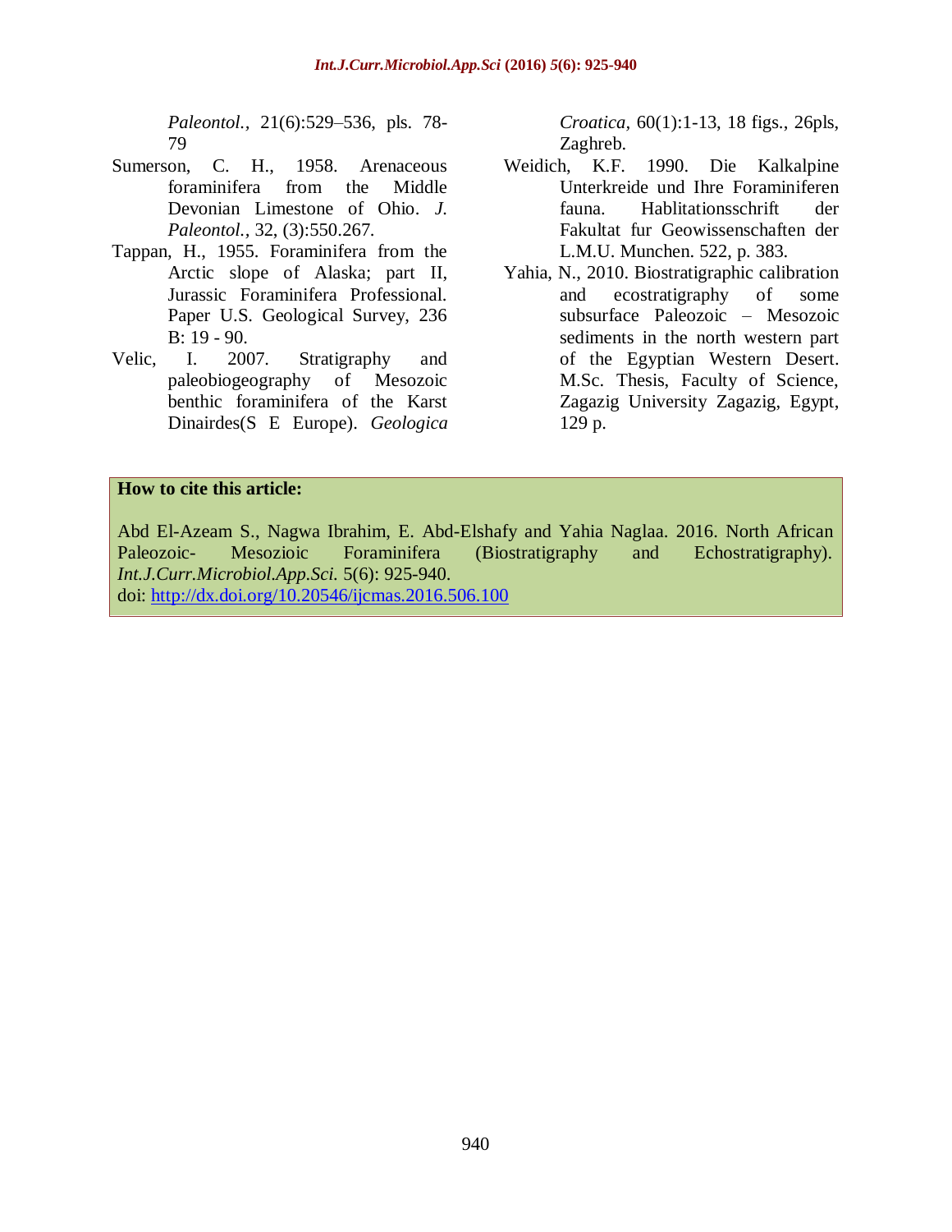*Paleontol.,* 21(6):529–536, pls. 78-79

Sumerson, C. H., 1958. Arenaceous foraminifera from the Middle Devonian Limestone of Ohio. *J. Paleontol.*, 32, (3):550.267.

Tappan, H., 1955. Foraminifera from the Arctic slope of Alaska; part II, Jurassic Foraminifera Professional. Paper U.S. Geological Survey, 236 B: 19 - 90.

Velic, I. 2007. Stratigraphy and paleobiogeography of Mesozoic benthic foraminifera of the Karst Dinairdes(S E Europe). *Geologica Croatica*, 60(1):1-13, 18 figs., 26pls, Zaghreb.

Weidich, K.F. 1990. Die Kalkalpine Unterkreide und Ihre Foraminiferen fauna. Hablitationsschrift der Fakultat fur Geowissenschaften der L.M.U. Munchen. 522, p. 383.

Yahia, N., 2010. Biostratigraphic calibration and ecostratigraphy of some subsurface Paleozoic – Mesozoic sediments in the north western part of the Egyptian Western Desert. M.Sc. Thesis, Faculty of Science, Zagazig University Zagazig, Egypt, 129 p.

**How to cite this article:**

Abd El-Azeam S., Nagwa Ibrahim, E. Abd-Elshafy and Yahia Naglaa. 2016. North African Paleozoic- Mesozioic Foraminifera (Biostratigraphy and Echostratigraphy). *Int.J.Curr.Microbiol.App.Sci.* 5(6): 925-940.
doi: http://dx.doi.org/10.20546/ijcmas.2016.506.100